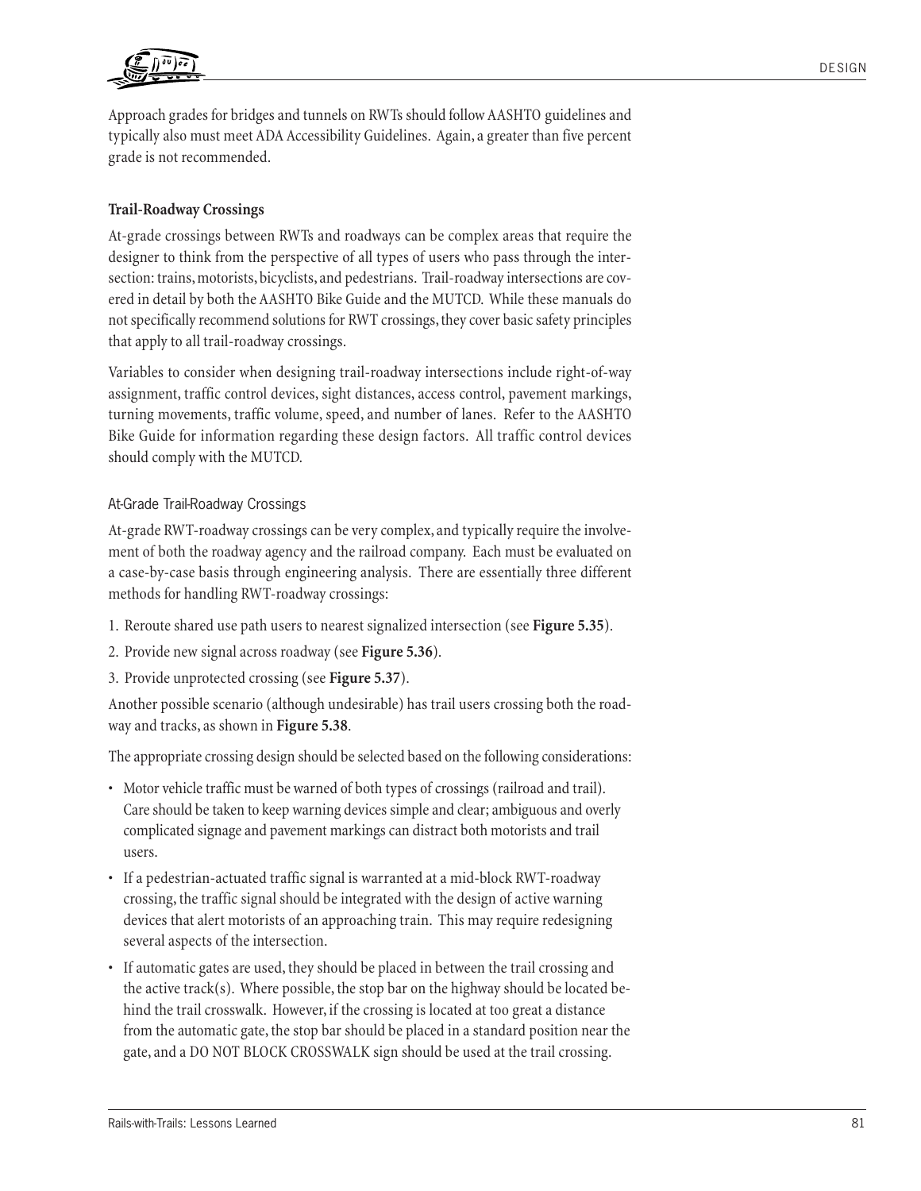Approach grades for bridges and tunnels on RWTs should follow AASHTO guidelines and typically also must meet ADA Accessibility Guidelines. Again, a greater than five percent grade is not recommended.

### Trail-Roadway Crossings

At-grade crossings between RWTs and roadways can be complex areas that require the designer to think from the perspective of all types of users who pass through the intersection: trains, motorists, bicyclists, and pedestrians. Trail-roadway intersections are covered in detail by both the AASHTO Bike Guide and the MUTCD. While these manuals do not specifically recommend solutions for RWT crossings, they cover basic safety principles that apply to all trail-roadway crossings.

Variables to consider when designing trail-roadway intersections include right-of-way assignment, traffic control devices, sight distances, access control, pavement markings, turning movements, traffic volume, speed, and number of lanes. Refer to the AASHTO Bike Guide for information regarding these design factors. All traffic control devices should comply with the MUTCD.

#### At-Grade Trail-Roadway Crossings

At-grade RWT-roadway crossings can be very complex, and typically require the involvement of both the roadway agency and the railroad company. Each must be evaluated on a case-by-case basis through engineering analysis. There are essentially three different methods for handling RWT-roadway crossings:

1. Reroute shared use path users to nearest signalized intersection (see **Figure 5.35**).
2. Provide new signal across roadway (see **Figure 5.36**).
3. Provide unprotected crossing (see **Figure 5.37**).

Another possible scenario (although undesirable) has trail users crossing both the roadway and tracks, as shown in **Figure 5.38**.

The appropriate crossing design should be selected based on the following considerations:

- Motor vehicle traffic must be warned of both types of crossings (railroad and trail). Care should be taken to keep warning devices simple and clear; ambiguous and overly complicated signage and pavement markings can distract both motorists and trail users.
- If a pedestrian-actuated traffic signal is warranted at a mid-block RWT-roadway crossing, the traffic signal should be integrated with the design of active warning devices that alert motorists of an approaching train. This may require redesigning several aspects of the intersection.
- If automatic gates are used, they should be placed in between the trail crossing and the active track(s). Where possible, the stop bar on the highway should be located behind the trail crosswalk. However, if the crossing is located at too great a distance from the automatic gate, the stop bar should be placed in a standard position near the gate, and a DO NOT BLOCK CROSSWALK sign should be used at the trail crossing.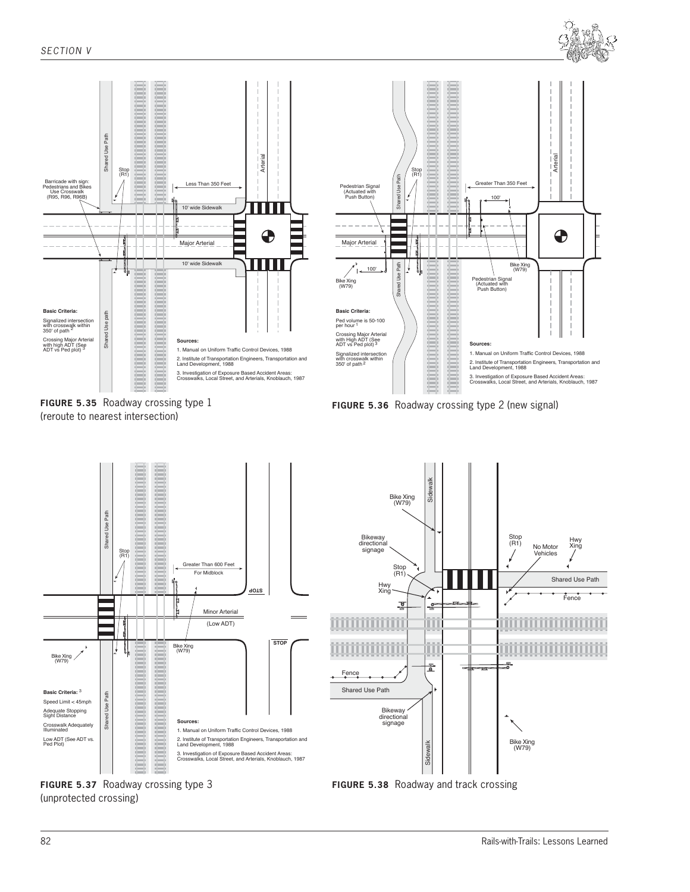Shared Use Path

Stop (R1)

Barricade with sign: Pedestrians and Bikes Use Crosswalk (R95, R96, R96B)

Less Than 350 Feet

Arterial

10' wide Sidewalk

Major Arterial

10' wide Sidewalk

Basic Criteria:

Signalized intersection with crosswalk within 350' of path [2]

Crossing Major Arterial with high ADT (See ADT vs Ped plot) [3]

Shared Use path

Sources:

1. Manual on Uniform Traffic Control Devices, 1988
2. Institute of Transportation Engineers, Transportation and Land Development, 1988
3. Investigation of Exposure Based Accident Areas: Crosswalks, Local Street, and Arterials, Knoblauch, 1987

**FIGURE 5.35** Roadway crossing type 1 (reroute to nearest intersection)

Pedestrian Signal (Actuated with Push Button)

Shared Use Path

Stop (R1)

Greater Than 350 Feet

100'

Arterial

Major Arterial

100'

Bike Xing (W79)

Shared Use Path

Bike Xing (W79)

Pedestrian Signal (Actuated with Push Button)

Basic Criteria:

Ped volume is 50-100 per hour [1]

Crossing Major Arterial with High ADT (See ADT vs Ped plot) [3]

Signalized intersection with crosswalk within 350' of path [2]

Sources:

1. Manual on Uniform Traffic Control Devices, 1988
2. Institute of Transportation Engineers, Transportation and Land Development, 1988
3. Investigation of Exposure Based Accident Areas: Crosswalks, Local Street, and Arterials, Knoblauch, 1987

**FIGURE 5.36** Roadway crossing type 2 (new signal)

Shared Use Path

Stop (R1)

Greater Than 600 Feet For Midblock

STOP

Minor Arterial

(Low ADT)

Bike Xing (W79)

STOP

Bike Xing (W79)

Basic Criteria: [3]

Speed Limit < 45mph

Adequate Stopping Sight Distance

Crosswalk Adequately Illuminated

Low ADT (See ADT vs. Ped Plot)

Shared Use Path

Sources:

1. Manual on Uniform Traffic Control Devices, 1988
2. Institute of Transportation Engineers, Transportation and Land Development, 1988
3. Investigation of Exposure Based Accident Areas: Crosswalks, Local Street, and Arterials, Knoblauch, 1987

**FIGURE 5.37** Roadway crossing type 3 (unprotected crossing)

Bike Xing (W79)

Sidewalk

Bikeway directional signage

Stop (R1)

Hwy Xing

Stop (R1)

No Motor Vehicles

Hwy Xing

Shared Use Path

Fence

Fence

Shared Use Path

Bikeway directional signage

Sidewalk

Bike Xing (W79)

**FIGURE 5.38** Roadway and track crossing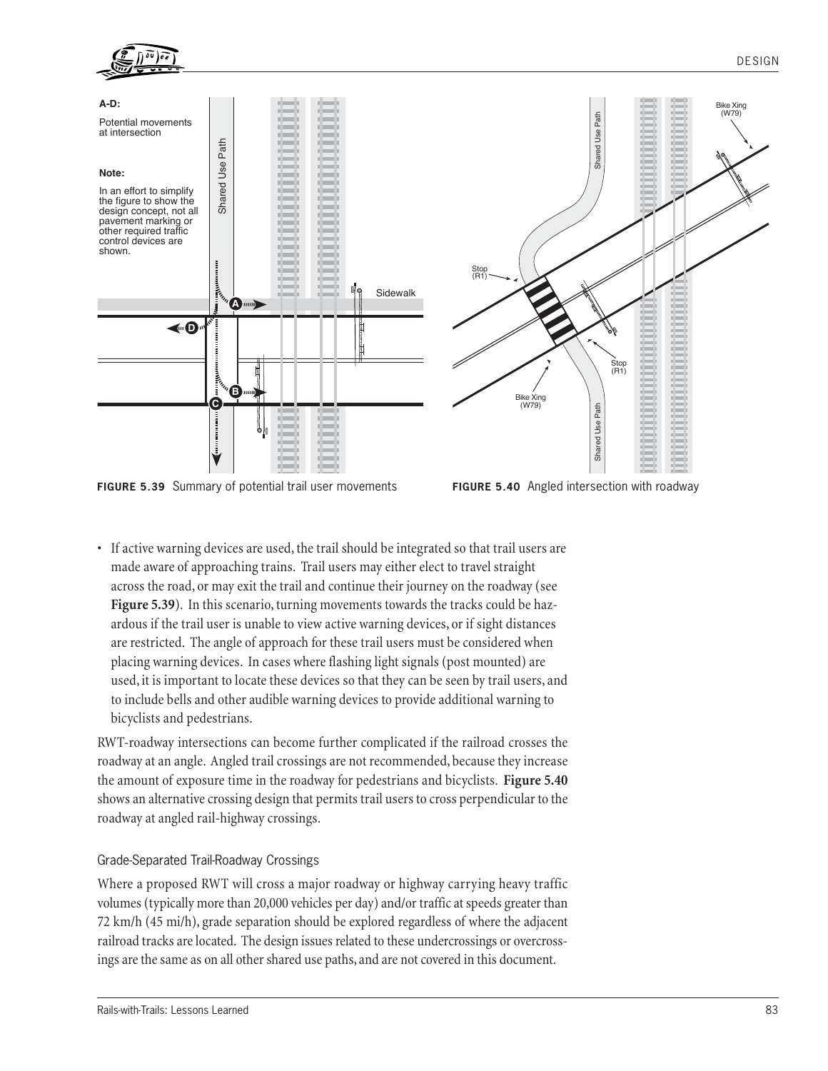A-D:

Potential movements at intersection

Note:

In an effort to simplify the figure to show the design concept, not all pavement marking or other required traffic control devices are shown.

Shared Use Path

Sidewalk

A

B

C

D

**FIGURE 5.39** Summary of potential trail user movements

Shared Use Path

Bike Xing (W79)

Stop (R1)

Stop (R1)

Bike Xing (W79)

Shared Use Path

**FIGURE 5.40** Angled intersection with roadway

- If active warning devices are used, the trail should be integrated so that trail users are made aware of approaching trains. Trail users may either elect to travel straight across the road, or may exit the trail and continue their journey on the roadway (see **Figure 5.39**). In this scenario, turning movements towards the tracks could be hazardous if the trail user is unable to view active warning devices, or if sight distances are restricted. The angle of approach for these trail users must be considered when placing warning devices. In cases where flashing light signals (post mounted) are used, it is important to locate these devices so that they can be seen by trail users, and to include bells and other audible warning devices to provide additional warning to bicyclists and pedestrians.

RWT-roadway intersections can become further complicated if the railroad crosses the roadway at an angle. Angled trail crossings are not recommended, because they increase the amount of exposure time in the roadway for pedestrians and bicyclists. **Figure 5.40** shows an alternative crossing design that permits trail users to cross perpendicular to the roadway at angled rail-highway crossings.

### Grade-Separated Trail-Roadway Crossings

Where a proposed RWT will cross a major roadway or highway carrying heavy traffic volumes (typically more than 20,000 vehicles per day) and/or traffic at speeds greater than 72 km/h (45 mi/h), grade separation should be explored regardless of where the adjacent railroad tracks are located. The design issues related to these undercrossings or overcrossings are the same as on all other shared use paths, and are not covered in this document.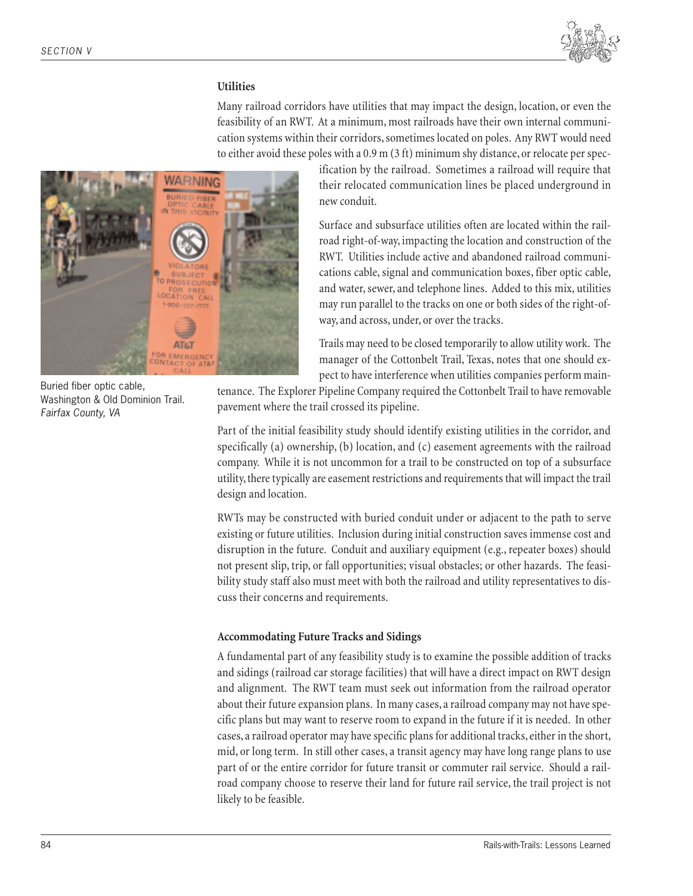## Utilities

Many railroad corridors have utilities that may impact the design, location, or even the feasibility of an RWT. At a minimum, most railroads have their own internal communication systems within their corridors, sometimes located on poles. Any RWT would need to either avoid these poles with a 0.9 m (3 ft) minimum shy distance, or relocate per specification by the railroad. Sometimes a railroad will require that their relocated communication lines be placed underground in new conduit.

Buried fiber optic cable, Washington & Old Dominion Trail. *Fairfax County, VA*

Surface and subsurface utilities often are located within the railroad right-of-way, impacting the location and construction of the RWT. Utilities include active and abandoned railroad communications cable, signal and communication boxes, fiber optic cable, and water, sewer, and telephone lines. Added to this mix, utilities may run parallel to the tracks on one or both sides of the right-of-way, and across, under, or over the tracks.

Trails may need to be closed temporarily to allow utility work. The manager of the Cottonbelt Trail, Texas, notes that one should expect to have interference when utilities companies perform maintenance. The Explorer Pipeline Company required the Cottonbelt Trail to have removable pavement where the trail crossed its pipeline.

Part of the initial feasibility study should identify existing utilities in the corridor, and specifically (a) ownership, (b) location, and (c) easement agreements with the railroad company. While it is not uncommon for a trail to be constructed on top of a subsurface utility, there typically are easement restrictions and requirements that will impact the trail design and location.

RWTs may be constructed with buried conduit under or adjacent to the path to serve existing or future utilities. Inclusion during initial construction saves immense cost and disruption in the future. Conduit and auxiliary equipment (e.g., repeater boxes) should not present slip, trip, or fall opportunities; visual obstacles; or other hazards. The feasibility study staff also must meet with both the railroad and utility representatives to discuss their concerns and requirements.

## Accommodating Future Tracks and Sidings

A fundamental part of any feasibility study is to examine the possible addition of tracks and sidings (railroad car storage facilities) that will have a direct impact on RWT design and alignment. The RWT team must seek out information from the railroad operator about their future expansion plans. In many cases, a railroad company may not have specific plans but may want to reserve room to expand in the future if it is needed. In other cases, a railroad operator may have specific plans for additional tracks, either in the short, mid, or long term. In still other cases, a transit agency may have long range plans to use part of or the entire corridor for future transit or commuter rail service. Should a railroad company choose to reserve their land for future rail service, the trail project is not likely to be feasible.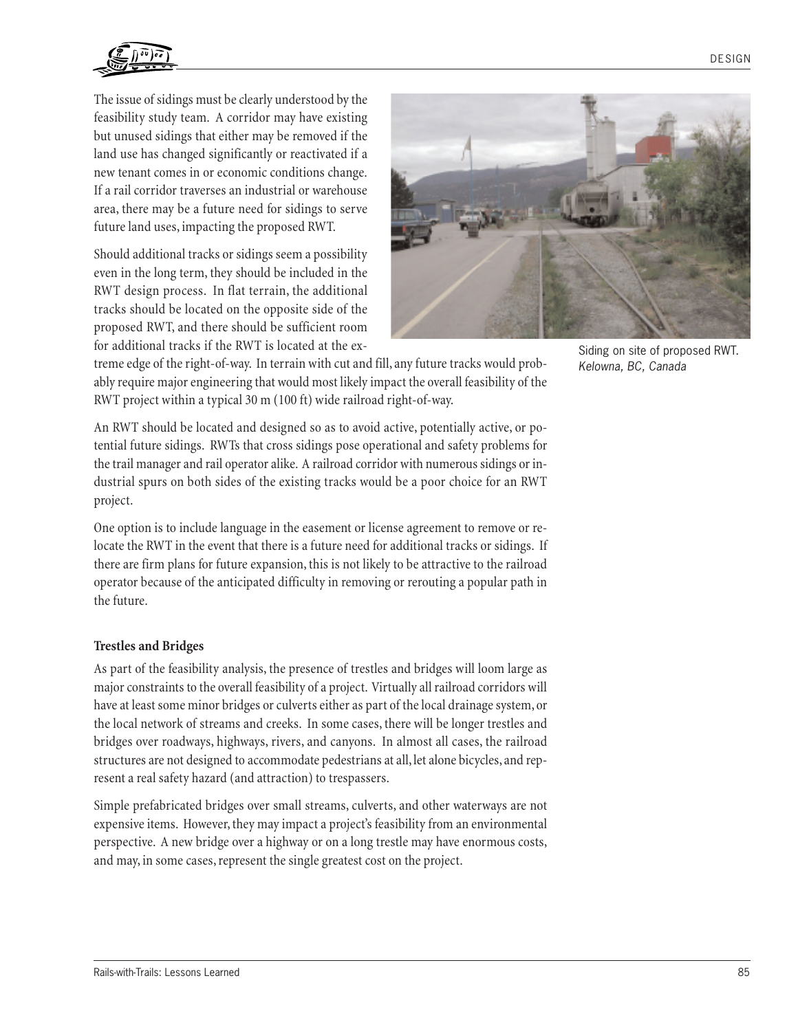The issue of sidings must be clearly understood by the feasibility study team. A corridor may have existing but unused sidings that either may be removed if the land use has changed significantly or reactivated if a new tenant comes in or economic conditions change. If a rail corridor traverses an industrial or warehouse area, there may be a future need for sidings to serve future land uses, impacting the proposed RWT.

Should additional tracks or sidings seem a possibility even in the long term, they should be included in the RWT design process. In flat terrain, the additional tracks should be located on the opposite side of the proposed RWT, and there should be sufficient room for additional tracks if the RWT is located at the extreme edge of the right-of-way. In terrain with cut and fill, any future tracks would probably require major engineering that would most likely impact the overall feasibility of the RWT project within a typical 30 m (100 ft) wide railroad right-of-way.

Siding on site of proposed RWT. *Kelowna, BC, Canada*

An RWT should be located and designed so as to avoid active, potentially active, or potential future sidings. RWTs that cross sidings pose operational and safety problems for the trail manager and rail operator alike. A railroad corridor with numerous sidings or industrial spurs on both sides of the existing tracks would be a poor choice for an RWT project.

One option is to include language in the easement or license agreement to remove or relocate the RWT in the event that there is a future need for additional tracks or sidings. If there are firm plans for future expansion, this is not likely to be attractive to the railroad operator because of the anticipated difficulty in removing or rerouting a popular path in the future.

**Trestles and Bridges**

As part of the feasibility analysis, the presence of trestles and bridges will loom large as major constraints to the overall feasibility of a project. Virtually all railroad corridors will have at least some minor bridges or culverts either as part of the local drainage system, or the local network of streams and creeks. In some cases, there will be longer trestles and bridges over roadways, highways, rivers, and canyons. In almost all cases, the railroad structures are not designed to accommodate pedestrians at all, let alone bicycles, and represent a real safety hazard (and attraction) to trespassers.

Simple prefabricated bridges over small streams, culverts, and other waterways are not expensive items. However, they may impact a project's feasibility from an environmental perspective. A new bridge over a highway or on a long trestle may have enormous costs, and may, in some cases, represent the single greatest cost on the project.